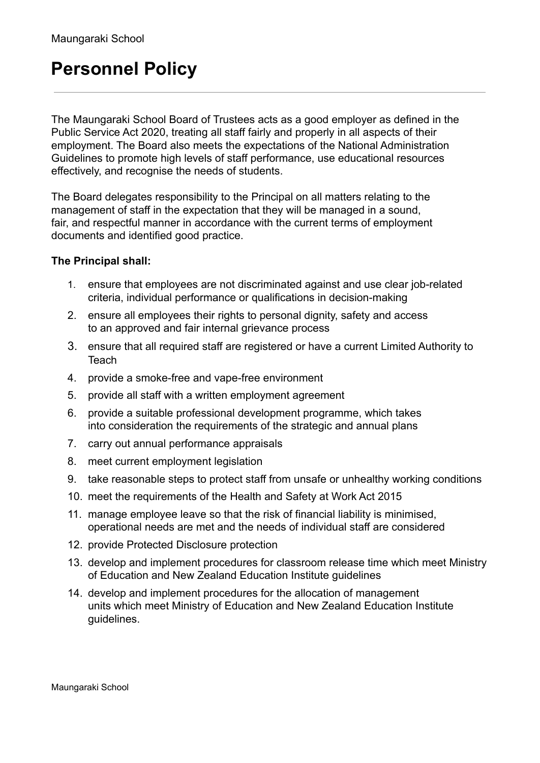# Personnel Policy

The Maungaraki School Board of Trustees acts as a good employer as defined in the Public Service Act 2020, treating all staff fairly and properly in all aspects of their employment. The Board also meets the expectations of the National Administration Guidelines to promote high levels of staff performance, use educational resources effectively, and recognise the needs of students.

The Board delegates responsibility to the Principal on all matters relating to the management of staff in the expectation that they will be managed in a sound, fair, and respectful manner in accordance with the current terms of employment documents and identified good practice.

**The Principal shall:**

1. ensure that employees are not discriminated against and use clear job-related criteria, individual performance or qualifications in decision-making
2. ensure all employees their rights to personal dignity, safety and access to an approved and fair internal grievance process
3. ensure that all required staff are registered or have a current Limited Authority to Teach
4. provide a smoke-free and vape-free environment
5. provide all staff with a written employment agreement
6. provide a suitable professional development programme, which takes into consideration the requirements of the strategic and annual plans
7. carry out annual performance appraisals
8. meet current employment legislation
9. take reasonable steps to protect staff from unsafe or unhealthy working conditions
10. meet the requirements of the Health and Safety at Work Act 2015
11. manage employee leave so that the risk of financial liability is minimised, operational needs are met and the needs of individual staff are considered
12. provide Protected Disclosure protection
13. develop and implement procedures for classroom release time which meet Ministry of Education and New Zealand Education Institute guidelines
14. develop and implement procedures for the allocation of management units which meet Ministry of Education and New Zealand Education Institute guidelines.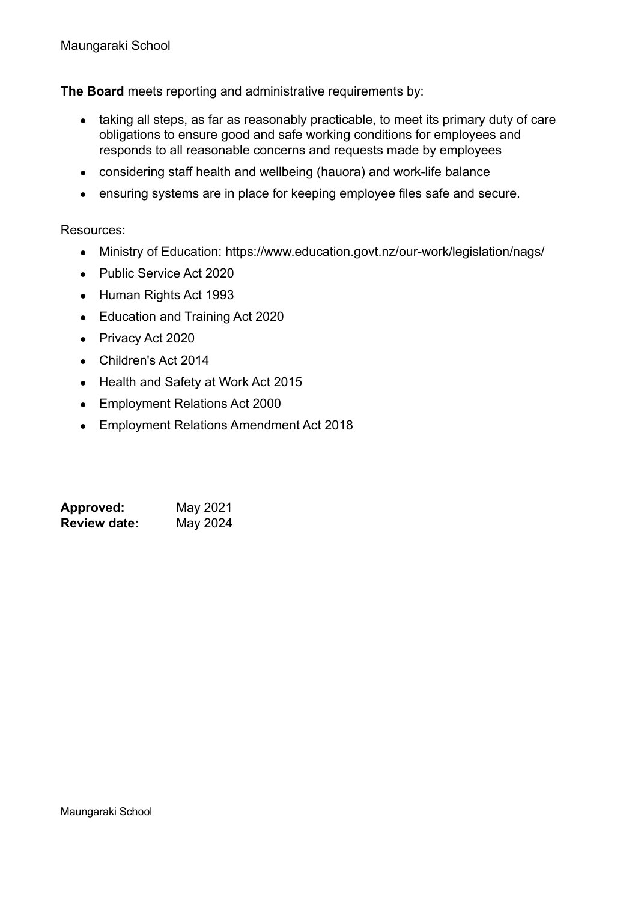**The Board** meets reporting and administrative requirements by:

- taking all steps, as far as reasonably practicable, to meet its primary duty of care obligations to ensure good and safe working conditions for employees and responds to all reasonable concerns and requests made by employees
- considering staff health and wellbeing (hauora) and work-life balance
- ensuring systems are in place for keeping employee files safe and secure.

Resources:

- Ministry of Education: https://www.education.govt.nz/our-work/legislation/nags/
- Public Service Act 2020
- Human Rights Act 1993
- Education and Training Act 2020
- Privacy Act 2020
- Children's Act 2014
- Health and Safety at Work Act 2015
- Employment Relations Act 2000
- Employment Relations Amendment Act 2018

**Approved:** May 2021
**Review date:** May 2024